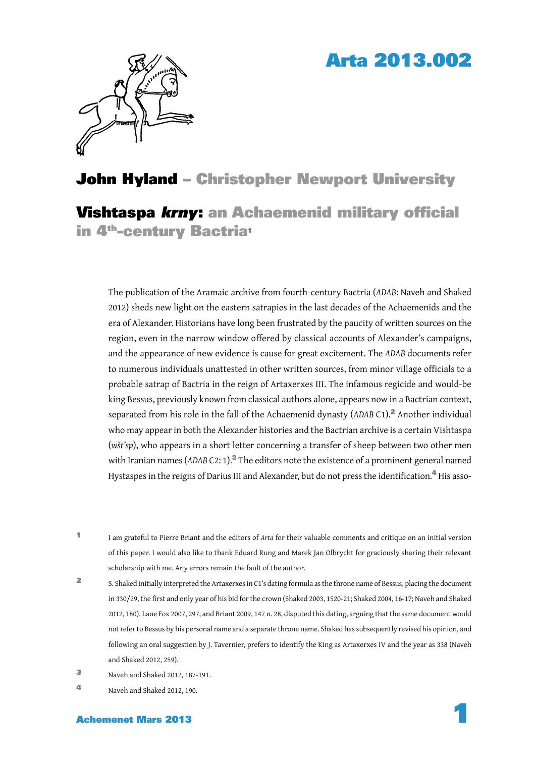# Arta 2013.002

## John Hyland – Christopher Newport University

# Vishtaspa *krny*: an Achaemenid military official in 4th-century Bactria[1]

The publication of the Aramaic archive from fourth-century Bactria (*ADAB*: Naveh and Shaked 2012) sheds new light on the eastern satrapies in the last decades of the Achaemenids and the era of Alexander. Historians have long been frustrated by the paucity of written sources on the region, even in the narrow window offered by classical accounts of Alexander's campaigns, and the appearance of new evidence is cause for great excitement. The *ADAB* documents refer to numerous individuals unattested in other written sources, from minor village officials to a probable satrap of Bactria in the reign of Artaxerxes III. The infamous regicide and would-be king Bessus, previously known from classical authors alone, appears now in a Bactrian context, separated from his role in the fall of the Achaemenid dynasty (*ADAB* C1).[2] Another individual who may appear in both the Alexander histories and the Bactrian archive is a certain Vishtaspa (*wšt'sp*), who appears in a short letter concerning a transfer of sheep between two other men with Iranian names (*ADAB* C2: 1).[3] The editors note the existence of a prominent general named Hystaspes in the reigns of Darius III and Alexander, but do not press the identification.[4] His asso-

---

[1] I am grateful to Pierre Briant and the editors of *Arta* for their valuable comments and critique on an initial version of this paper. I would also like to thank Eduard Rung and Marek Jan Olbrycht for graciously sharing their relevant scholarship with me. Any errors remain the fault of the author.

[2] S. Shaked initially interpreted the Artaxerxes in C1's dating formula as the throne name of Bessus, placing the document in 330/29, the first and only year of his bid for the crown (Shaked 2003, 1520-21; Shaked 2004, 16-17; Naveh and Shaked 2012, 180). Lane Fox 2007, 297, and Briant 2009, 147 n. 28, disputed this dating, arguing that the same document would not refer to Bessus by his personal name and a separate throne name. Shaked has subsequently revised his opinion, and following an oral suggestion by J. Tavernier, prefers to identify the King as Artaxerxes IV and the year as 338 (Naveh and Shaked 2012, 259).

[3] Naveh and Shaked 2012, 187-191.

[4] Naveh and Shaked 2012, 190.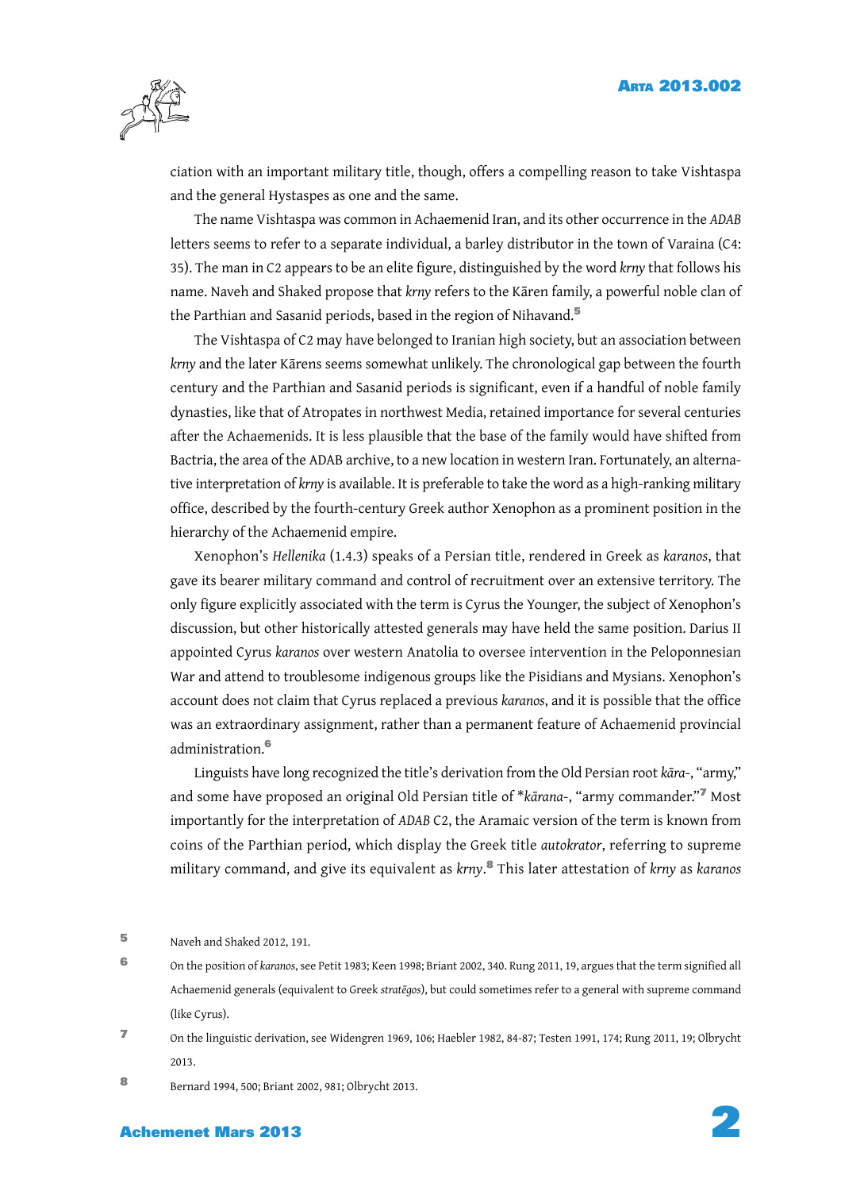ciation with an important military title, though, offers a compelling reason to take Vishtaspa and the general Hystaspes as one and the same.

The name Vishtaspa was common in Achaemenid Iran, and its other occurrence in the *ADAB* letters seems to refer to a separate individual, a barley distributor in the town of Varaina (C4: 35). The man in C2 appears to be an elite figure, distinguished by the word *krny* that follows his name. Naveh and Shaked propose that *krny* refers to the Kāren family, a powerful noble clan of the Parthian and Sasanid periods, based in the region of Nihavand.[5]

The Vishtaspa of C2 may have belonged to Iranian high society, but an association between *krny* and the later Kārens seems somewhat unlikely. The chronological gap between the fourth century and the Parthian and Sasanid periods is significant, even if a handful of noble family dynasties, like that of Atropates in northwest Media, retained importance for several centuries after the Achaemenids. It is less plausible that the base of the family would have shifted from Bactria, the area of the ADAB archive, to a new location in western Iran. Fortunately, an alternative interpretation of *krny* is available. It is preferable to take the word as a high-ranking military office, described by the fourth-century Greek author Xenophon as a prominent position in the hierarchy of the Achaemenid empire.

Xenophon's *Hellenika* (1.4.3) speaks of a Persian title, rendered in Greek as *karanos*, that gave its bearer military command and control of recruitment over an extensive territory. The only figure explicitly associated with the term is Cyrus the Younger, the subject of Xenophon's discussion, but other historically attested generals may have held the same position. Darius II appointed Cyrus *karanos* over western Anatolia to oversee intervention in the Peloponnesian War and attend to troublesome indigenous groups like the Pisidians and Mysians. Xenophon's account does not claim that Cyrus replaced a previous *karanos*, and it is possible that the office was an extraordinary assignment, rather than a permanent feature of Achaemenid provincial administration.[6]

Linguists have long recognized the title's derivation from the Old Persian root *kāra-*, "army," and some have proposed an original Old Persian title of *\*kārana-*, "army commander."[7] Most importantly for the interpretation of *ADAB* C2, the Aramaic version of the term is known from coins of the Parthian period, which display the Greek title *autokrator*, referring to supreme military command, and give its equivalent as *krny*.[8] This later attestation of *krny* as *karanos*

[5] Naveh and Shaked 2012, 191.

[6] On the position of *karanos*, see Petit 1983; Keen 1998; Briant 2002, 340. Rung 2011, 19, argues that the term signified all Achaemenid generals (equivalent to Greek *stratēgos*), but could sometimes refer to a general with supreme command (like Cyrus).

[7] On the linguistic derivation, see Widengren 1969, 106; Haebler 1982, 84-87; Testen 1991, 174; Rung 2011, 19; Olbrycht 2013.

[8] Bernard 1994, 500; Briant 2002, 981; Olbrycht 2013.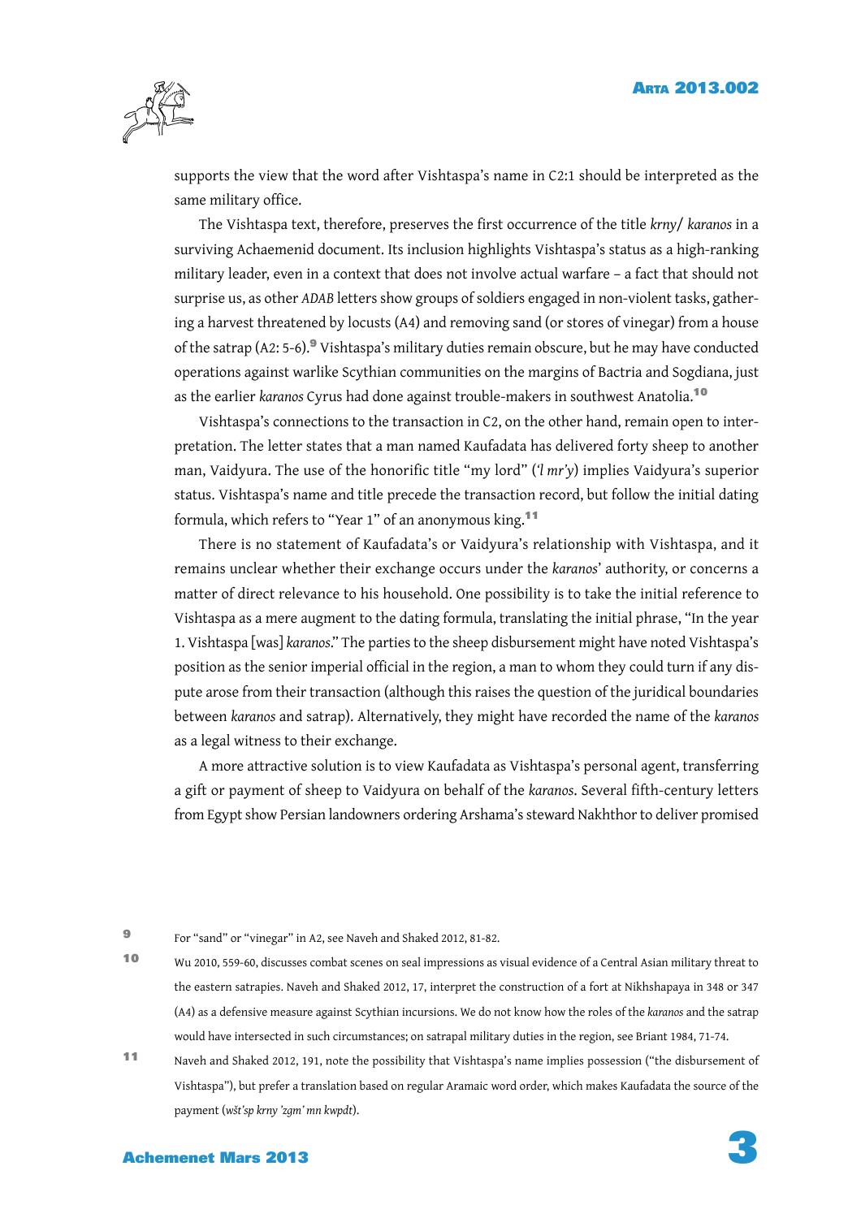supports the view that the word after Vishtaspa's name in C2:1 should be interpreted as the same military office.

The Vishtaspa text, therefore, preserves the first occurrence of the title *krny*/ *karanos* in a surviving Achaemenid document. Its inclusion highlights Vishtaspa's status as a high-ranking military leader, even in a context that does not involve actual warfare – a fact that should not surprise us, as other *ADAB* letters show groups of soldiers engaged in non-violent tasks, gathering a harvest threatened by locusts (A4) and removing sand (or stores of vinegar) from a house of the satrap (A2: 5-6).[9] Vishtaspa's military duties remain obscure, but he may have conducted operations against warlike Scythian communities on the margins of Bactria and Sogdiana, just as the earlier *karanos* Cyrus had done against trouble-makers in southwest Anatolia.[10]

Vishtaspa's connections to the transaction in C2, on the other hand, remain open to interpretation. The letter states that a man named Kaufadata has delivered forty sheep to another man, Vaidyura. The use of the honorific title "my lord" (*'l mr'y*) implies Vaidyura's superior status. Vishtaspa's name and title precede the transaction record, but follow the initial dating formula, which refers to "Year 1" of an anonymous king.[11]

There is no statement of Kaufadata's or Vaidyura's relationship with Vishtaspa, and it remains unclear whether their exchange occurs under the *karanos*' authority, or concerns a matter of direct relevance to his household. One possibility is to take the initial reference to Vishtaspa as a mere augment to the dating formula, translating the initial phrase, "In the year 1. Vishtaspa [was] *karanos*." The parties to the sheep disbursement might have noted Vishtaspa's position as the senior imperial official in the region, a man to whom they could turn if any dispute arose from their transaction (although this raises the question of the juridical boundaries between *karanos* and satrap). Alternatively, they might have recorded the name of the *karanos* as a legal witness to their exchange.

A more attractive solution is to view Kaufadata as Vishtaspa's personal agent, transferring a gift or payment of sheep to Vaidyura on behalf of the *karanos*. Several fifth-century letters from Egypt show Persian landowners ordering Arshama's steward Nakhthor to deliver promised

---

[9] For "sand" or "vinegar" in A2, see Naveh and Shaked 2012, 81-82.

[10] Wu 2010, 559-60, discusses combat scenes on seal impressions as visual evidence of a Central Asian military threat to the eastern satrapies. Naveh and Shaked 2012, 17, interpret the construction of a fort at Nikhshapaya in 348 or 347 (A4) as a defensive measure against Scythian incursions. We do not know how the roles of the *karanos* and the satrap would have intersected in such circumstances; on satrapal military duties in the region, see Briant 1984, 71-74.

[11] Naveh and Shaked 2012, 191, note the possibility that Vishtaspa's name implies possession ("the disbursement of Vishtaspa"), but prefer a translation based on regular Aramaic word order, which makes Kaufadata the source of the payment (*wšt'sp krny 'zgm' mn kwpdt*).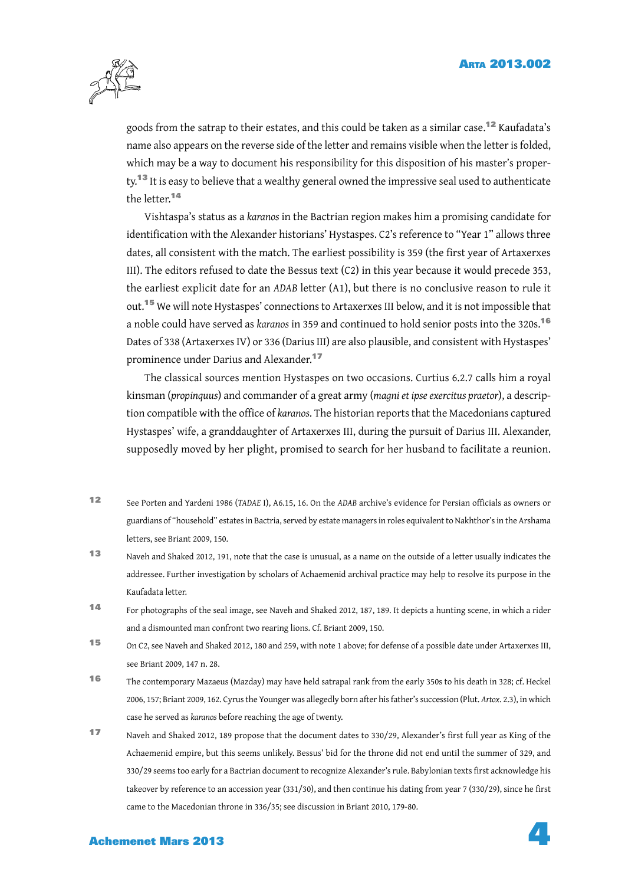goods from the satrap to their estates, and this could be taken as a similar case.[12] Kaufadata's name also appears on the reverse side of the letter and remains visible when the letter is folded, which may be a way to document his responsibility for this disposition of his master's property.[13] It is easy to believe that a wealthy general owned the impressive seal used to authenticate the letter.[14]

Vishtaspa's status as a *karanos* in the Bactrian region makes him a promising candidate for identification with the Alexander historians' Hystaspes. C2's reference to "Year 1" allows three dates, all consistent with the match. The earliest possibility is 359 (the first year of Artaxerxes III). The editors refused to date the Bessus text (C2) in this year because it would precede 353, the earliest explicit date for an *ADAB* letter (A1), but there is no conclusive reason to rule it out.[15] We will note Hystaspes' connections to Artaxerxes III below, and it is not impossible that a noble could have served as *karanos* in 359 and continued to hold senior posts into the 320s.[16] Dates of 338 (Artaxerxes IV) or 336 (Darius III) are also plausible, and consistent with Hystaspes' prominence under Darius and Alexander.[17]

The classical sources mention Hystaspes on two occasions. Curtius 6.2.7 calls him a royal kinsman (*propinquus*) and commander of a great army (*magni et ipse exercitus praetor*), a description compatible with the office of *karanos*. The historian reports that the Macedonians captured Hystaspes' wife, a granddaughter of Artaxerxes III, during the pursuit of Darius III. Alexander, supposedly moved by her plight, promised to search for her husband to facilitate a reunion.

---

12 See Porten and Yardeni 1986 (*TADAE* I), A6.15, 16. On the *ADAB* archive's evidence for Persian officials as owners or guardians of "household" estates in Bactria, served by estate managers in roles equivalent to Nakhthor's in the Arshama letters, see Briant 2009, 150.

13 Naveh and Shaked 2012, 191, note that the case is unusual, as a name on the outside of a letter usually indicates the addressee. Further investigation by scholars of Achaemenid archival practice may help to resolve its purpose in the Kaufadata letter.

14 For photographs of the seal image, see Naveh and Shaked 2012, 187, 189. It depicts a hunting scene, in which a rider and a dismounted man confront two rearing lions. Cf. Briant 2009, 150.

15 On C2, see Naveh and Shaked 2012, 180 and 259, with note 1 above; for defense of a possible date under Artaxerxes III, see Briant 2009, 147 n. 28.

16 The contemporary Mazaeus (Mazday) may have held satrapal rank from the early 350s to his death in 328; cf. Heckel 2006, 157; Briant 2009, 162. Cyrus the Younger was allegedly born after his father's succession (Plut. *Artox.* 2.3), in which case he served as *karanos* before reaching the age of twenty.

17 Naveh and Shaked 2012, 189 propose that the document dates to 330/29, Alexander's first full year as King of the Achaemenid empire, but this seems unlikely. Bessus' bid for the throne did not end until the summer of 329, and 330/29 seems too early for a Bactrian document to recognize Alexander's rule. Babylonian texts first acknowledge his takeover by reference to an accession year (331/30), and then continue his dating from year 7 (330/29), since he first came to the Macedonian throne in 336/35; see discussion in Briant 2010, 179-80.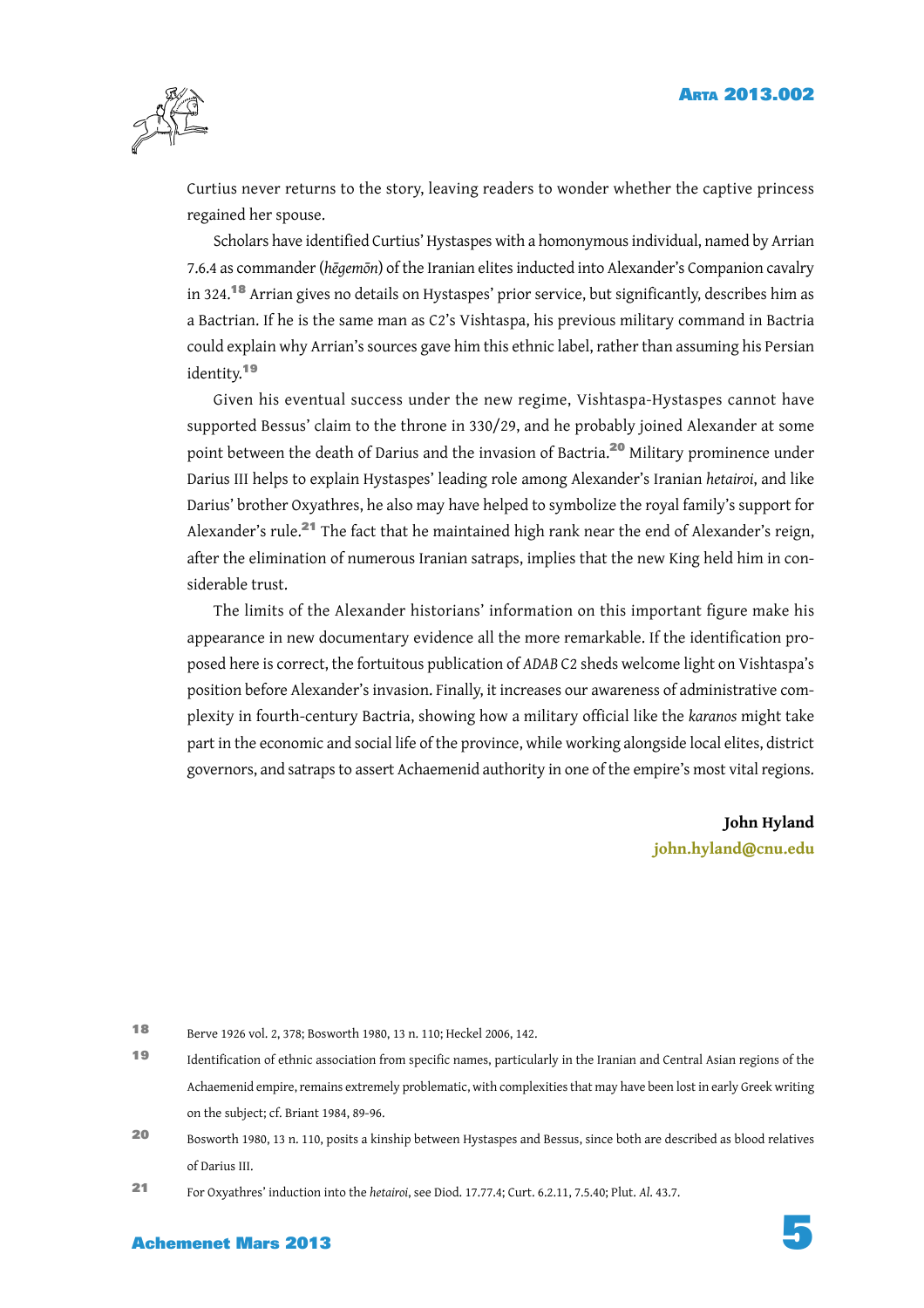Curtius never returns to the story, leaving readers to wonder whether the captive princess regained her spouse.

Scholars have identified Curtius' Hystaspes with a homonymous individual, named by Arrian 7.6.4 as commander (*hēgemōn*) of the Iranian elites inducted into Alexander's Companion cavalry in 324.[18] Arrian gives no details on Hystaspes' prior service, but significantly, describes him as a Bactrian. If he is the same man as C2's Vishtaspa, his previous military command in Bactria could explain why Arrian's sources gave him this ethnic label, rather than assuming his Persian identity.[19]

Given his eventual success under the new regime, Vishtaspa-Hystaspes cannot have supported Bessus' claim to the throne in 330/29, and he probably joined Alexander at some point between the death of Darius and the invasion of Bactria.[20] Military prominence under Darius III helps to explain Hystaspes' leading role among Alexander's Iranian *hetairoi*, and like Darius' brother Oxyathres, he also may have helped to symbolize the royal family's support for Alexander's rule.[21] The fact that he maintained high rank near the end of Alexander's reign, after the elimination of numerous Iranian satraps, implies that the new King held him in considerable trust.

The limits of the Alexander historians' information on this important figure make his appearance in new documentary evidence all the more remarkable. If the identification proposed here is correct, the fortuitous publication of *ADAB* C2 sheds welcome light on Vishtaspa's position before Alexander's invasion. Finally, it increases our awareness of administrative complexity in fourth-century Bactria, showing how a military official like the *karanos* might take part in the economic and social life of the province, while working alongside local elites, district governors, and satraps to assert Achaemenid authority in one of the empire's most vital regions.

**John Hyland**
**john.hyland@cnu.edu**

---

[18] Berve 1926 vol. 2, 378; Bosworth 1980, 13 n. 110; Heckel 2006, 142.

[19] Identification of ethnic association from specific names, particularly in the Iranian and Central Asian regions of the Achaemenid empire, remains extremely problematic, with complexities that may have been lost in early Greek writing on the subject; cf. Briant 1984, 89-96.

[20] Bosworth 1980, 13 n. 110, posits a kinship between Hystaspes and Bessus, since both are described as blood relatives of Darius III.

[21] For Oxyathres' induction into the *hetairoi*, see Diod. 17.77.4; Curt. 6.2.11, 7.5.40; Plut. *Al.* 43.7.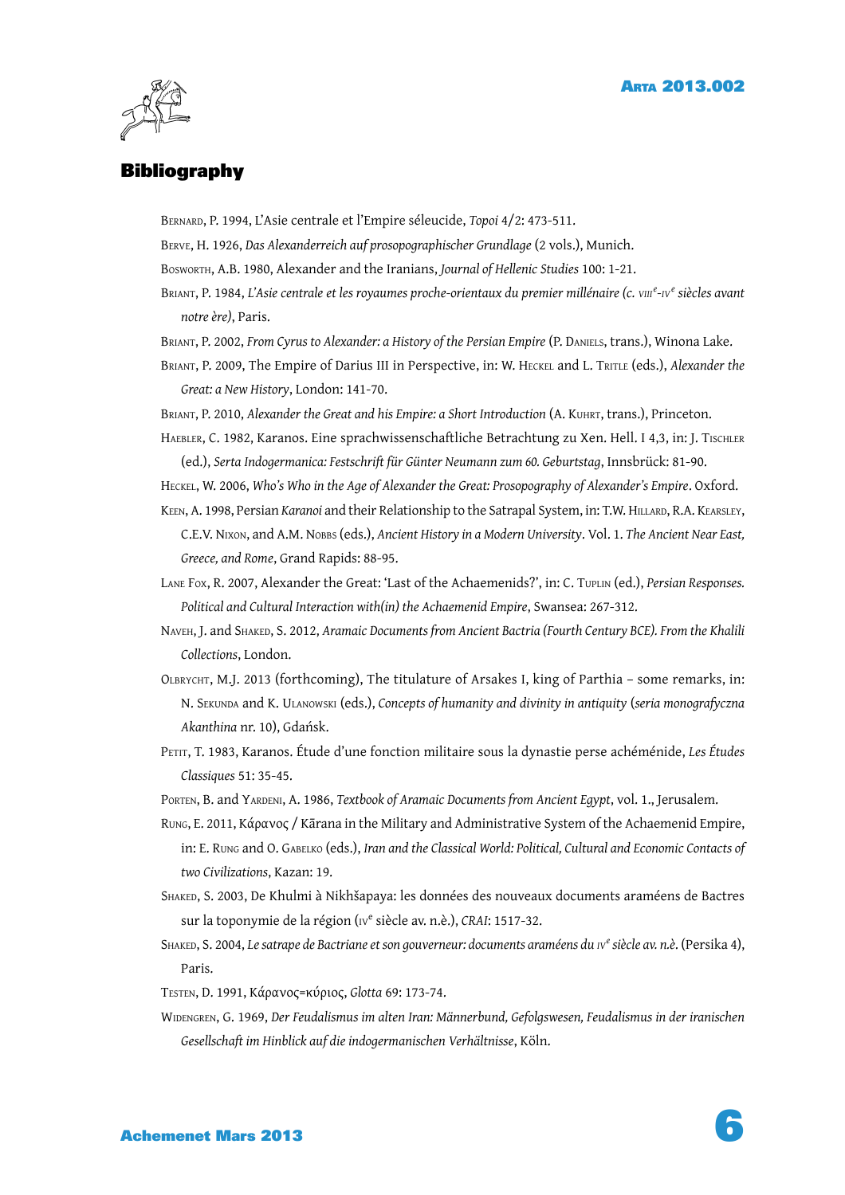## Bibliography

Bernard, P. 1994, L'Asie centrale et l'Empire séleucide, *Topoi* 4/2: 473-511.

Berve, H. 1926, *Das Alexanderreich auf prosopographischer Grundlage* (2 vols.), Munich.

Bosworth, A.B. 1980, Alexander and the Iranians, *Journal of Hellenic Studies* 100: 1-21.

Briant, P. 1984, *L'Asie centrale et les royaumes proche-orientaux du premier millénaire (c. VIII$^{e}$-IV$^{e}$ siècles avant notre ère)*, Paris.

Briant, P. 2002, *From Cyrus to Alexander: a History of the Persian Empire* (P. Daniels, trans.), Winona Lake.

Briant, P. 2009, The Empire of Darius III in Perspective, in: W. Heckel and L. Tritle (eds.), *Alexander the Great: a New History*, London: 141-70.

Briant, P. 2010, *Alexander the Great and his Empire: a Short Introduction* (A. Kuhrt, trans.), Princeton.

Haebler, C. 1982, Karanos. Eine sprachwissenschaftliche Betrachtung zu Xen. Hell. I 4,3, in: J. Tischler (ed.), *Serta Indogermanica: Festschrift für Günter Neumann zum 60. Geburtstag*, Innsbrück: 81-90.

Heckel, W. 2006, *Who's Who in the Age of Alexander the Great: Prosopography of Alexander's Empire*. Oxford.

Keen, A. 1998, Persian *Karanoi* and their Relationship to the Satrapal System, in: T.W. Hillard, R.A. Kearsley, C.E.V. Nixon, and A.M. Nobbs (eds.), *Ancient History in a Modern University*. Vol. 1. *The Ancient Near East, Greece, and Rome*, Grand Rapids: 88-95.

Lane Fox, R. 2007, Alexander the Great: 'Last of the Achaemenids?', in: C. Tuplin (ed.), *Persian Responses. Political and Cultural Interaction with(in) the Achaemenid Empire*, Swansea: 267-312.

Naveh, J. and Shaked, S. 2012, *Aramaic Documents from Ancient Bactria (Fourth Century BCE). From the Khalili Collections*, London.

Olbrycht, M.J. 2013 (forthcoming), The titulature of Arsakes I, king of Parthia – some remarks, in: N. Sekunda and K. Ulanowski (eds.), *Concepts of humanity and divinity in antiquity* (*seria monografyczna Akanthina* nr. 10), Gdańsk.

Petit, T. 1983, Karanos. Étude d'une fonction militaire sous la dynastie perse achéménide, *Les Études Classiques* 51: 35-45.

Porten, B. and Yardeni, A. 1986, *Textbook of Aramaic Documents from Ancient Egypt*, vol. 1., Jerusalem.

Rung, E. 2011, Κάρανος / Kārana in the Military and Administrative System of the Achaemenid Empire, in: E. Rung and O. Gabelko (eds.), *Iran and the Classical World: Political, Cultural and Economic Contacts of two Civilizations*, Kazan: 19.

Shaked, S. 2003, De Khulmi à Nikhšapaya: les données des nouveaux documents araméens de Bactres sur la toponymie de la région (IV$^{e}$ siècle av. n.è.), *CRAI*: 1517-32.

Shaked, S. 2004, *Le satrape de Bactriane et son gouverneur: documents araméens du IV$^{e}$ siècle av. n.è.* (Persika 4), Paris.

Testen, D. 1991, Κάρανος=κύριος, *Glotta* 69: 173-74.

Widengren, G. 1969, *Der Feudalismus im alten Iran: Männerbund, Gefolgswesen, Feudalismus in der iranischen Gesellschaft im Hinblick auf die indogermanischen Verhältnisse*, Köln.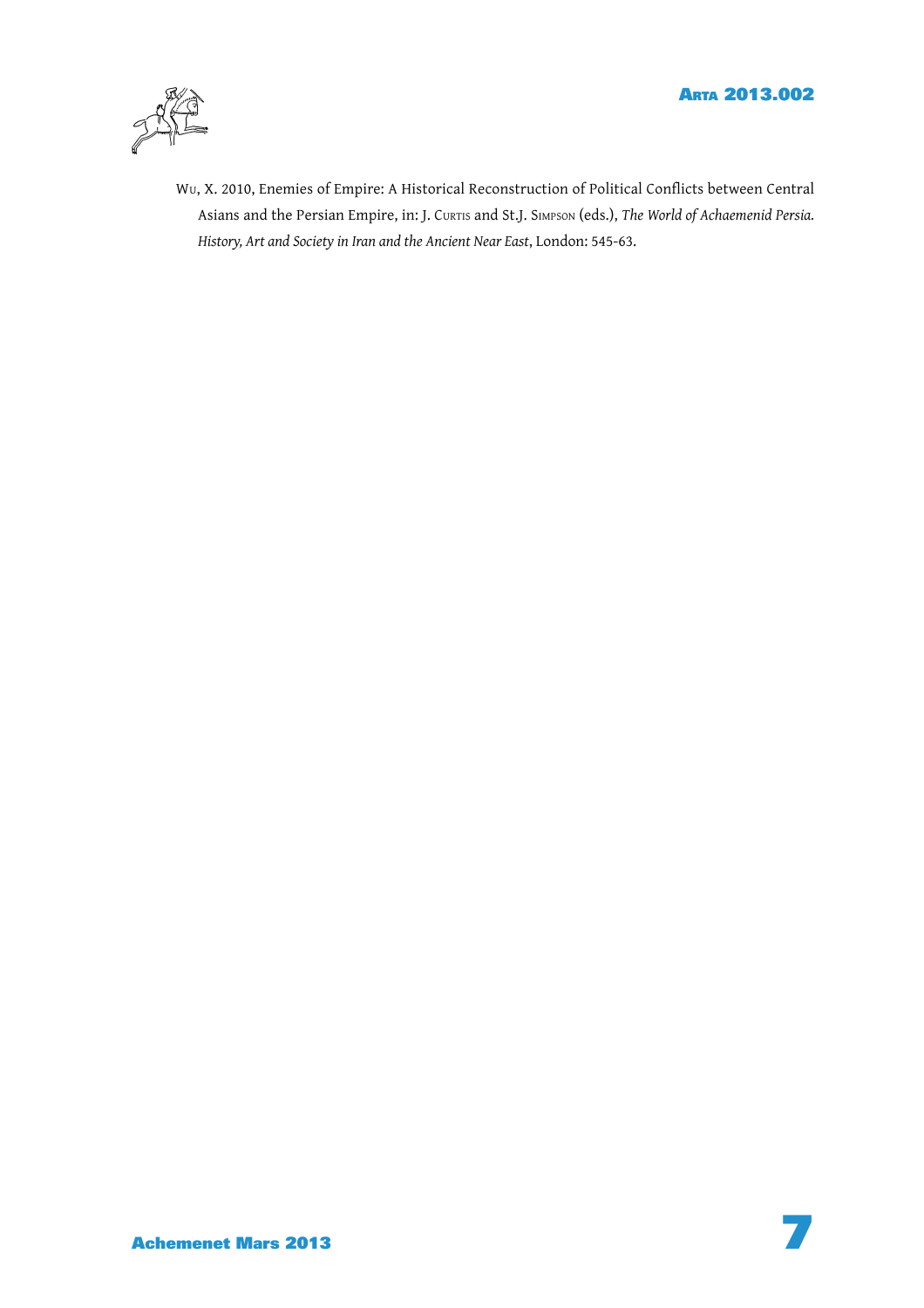Wu, X. 2010, Enemies of Empire: A Historical Reconstruction of Political Conflicts between Central Asians and the Persian Empire, in: J. Curtis and St.J. Simpson (eds.), *The World of Achaemenid Persia. History, Art and Society in Iran and the Ancient Near East*, London: 545-63.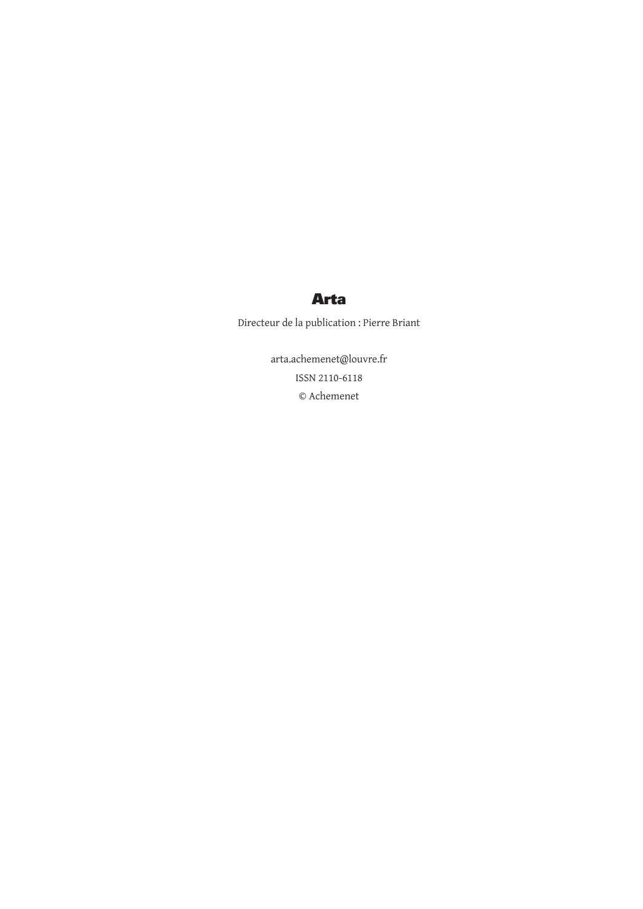# Arta

Directeur de la publication : Pierre Briant

arta.achemenet@louvre.fr

ISSN 2110-6118

© Achemenet